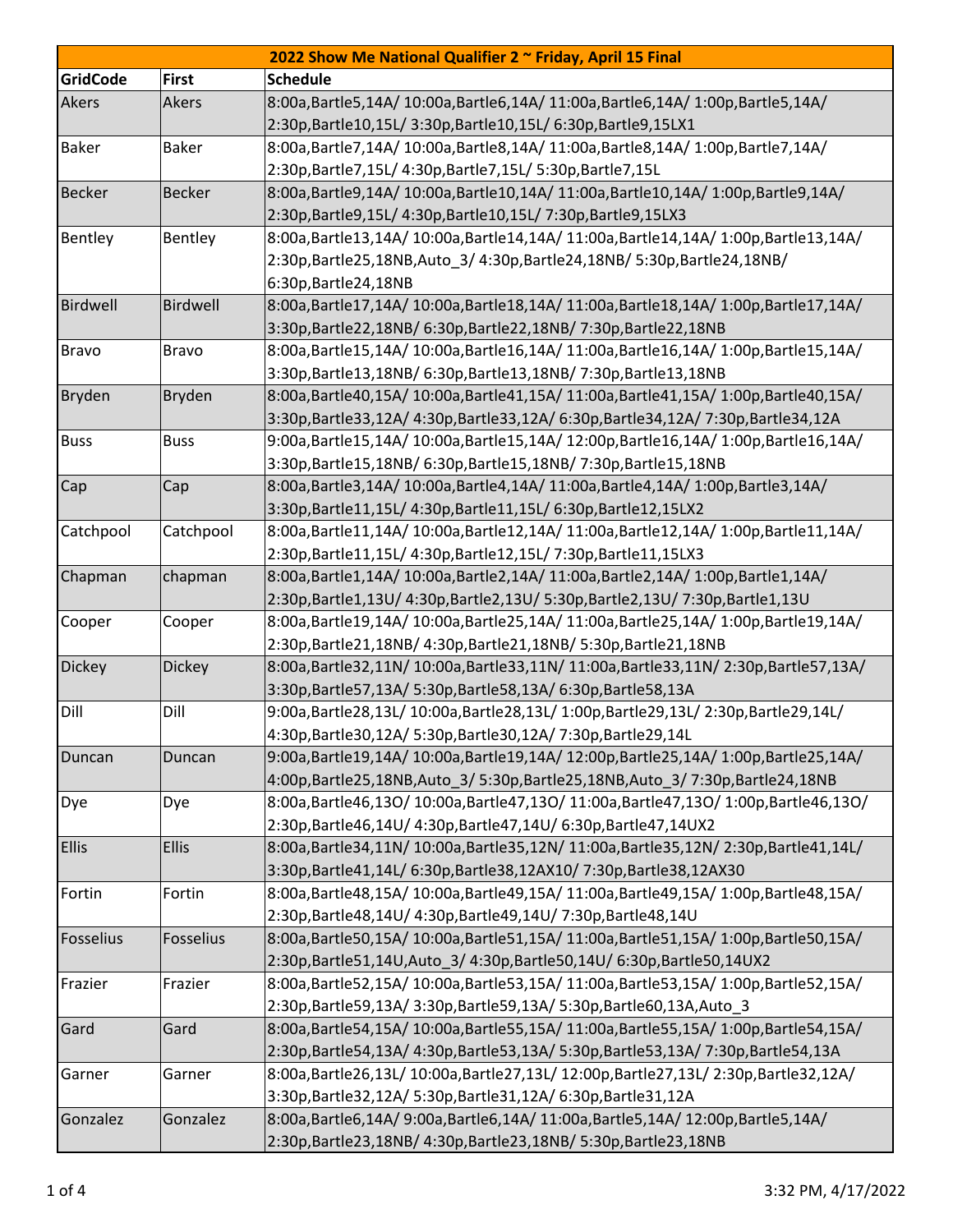| 2022 Show Me National Qualifier 2 ~ Friday, April 15 Final | | |
|---|---|---|
| **GridCode** | **First** | **Schedule** |
| Akers | Akers | 8:00a,Bartle5,14A/ 10:00a,Bartle6,14A/ 11:00a,Bartle6,14A/ 1:00p,Bartle5,14A/ 2:30p,Bartle10,15L/ 3:30p,Bartle10,15L/ 6:30p,Bartle9,15LX1 |
| Baker | Baker | 8:00a,Bartle7,14A/ 10:00a,Bartle8,14A/ 11:00a,Bartle8,14A/ 1:00p,Bartle7,14A/ 2:30p,Bartle7,15L/ 4:30p,Bartle7,15L/ 5:30p,Bartle7,15L |
| Becker | Becker | 8:00a,Bartle9,14A/ 10:00a,Bartle10,14A/ 11:00a,Bartle10,14A/ 1:00p,Bartle9,14A/ 2:30p,Bartle9,15L/ 4:30p,Bartle10,15L/ 7:30p,Bartle9,15LX3 |
| Bentley | Bentley | 8:00a,Bartle13,14A/ 10:00a,Bartle14,14A/ 11:00a,Bartle14,14A/ 1:00p,Bartle13,14A/ 2:30p,Bartle25,18NB,Auto_3/ 4:30p,Bartle24,18NB/ 5:30p,Bartle24,18NB/ 6:30p,Bartle24,18NB |
| Birdwell | Birdwell | 8:00a,Bartle17,14A/ 10:00a,Bartle18,14A/ 11:00a,Bartle18,14A/ 1:00p,Bartle17,14A/ 3:30p,Bartle22,18NB/ 6:30p,Bartle22,18NB/ 7:30p,Bartle22,18NB |
| Bravo | Bravo | 8:00a,Bartle15,14A/ 10:00a,Bartle16,14A/ 11:00a,Bartle16,14A/ 1:00p,Bartle15,14A/ 3:30p,Bartle13,18NB/ 6:30p,Bartle13,18NB/ 7:30p,Bartle13,18NB |
| Bryden | Bryden | 8:00a,Bartle40,15A/ 10:00a,Bartle41,15A/ 11:00a,Bartle41,15A/ 1:00p,Bartle40,15A/ 3:30p,Bartle33,12A/ 4:30p,Bartle33,12A/ 6:30p,Bartle34,12A/ 7:30p,Bartle34,12A |
| Buss | Buss | 9:00a,Bartle15,14A/ 10:00a,Bartle15,14A/ 12:00p,Bartle16,14A/ 1:00p,Bartle16,14A/ 3:30p,Bartle15,18NB/ 6:30p,Bartle15,18NB/ 7:30p,Bartle15,18NB |
| Cap | Cap | 8:00a,Bartle3,14A/ 10:00a,Bartle4,14A/ 11:00a,Bartle4,14A/ 1:00p,Bartle3,14A/ 3:30p,Bartle11,15L/ 4:30p,Bartle11,15L/ 6:30p,Bartle12,15LX2 |
| Catchpool | Catchpool | 8:00a,Bartle11,14A/ 10:00a,Bartle12,14A/ 11:00a,Bartle12,14A/ 1:00p,Bartle11,14A/ 2:30p,Bartle11,15L/ 4:30p,Bartle12,15L/ 7:30p,Bartle11,15LX3 |
| Chapman | chapman | 8:00a,Bartle1,14A/ 10:00a,Bartle2,14A/ 11:00a,Bartle2,14A/ 1:00p,Bartle1,14A/ 2:30p,Bartle1,13U/ 4:30p,Bartle2,13U/ 5:30p,Bartle2,13U/ 7:30p,Bartle1,13U |
| Cooper | Cooper | 8:00a,Bartle19,14A/ 10:00a,Bartle25,14A/ 11:00a,Bartle25,14A/ 1:00p,Bartle19,14A/ 2:30p,Bartle21,18NB/ 4:30p,Bartle21,18NB/ 5:30p,Bartle21,18NB |
| Dickey | Dickey | 8:00a,Bartle32,11N/ 10:00a,Bartle33,11N/ 11:00a,Bartle33,11N/ 2:30p,Bartle57,13A/ 3:30p,Bartle57,13A/ 5:30p,Bartle58,13A/ 6:30p,Bartle58,13A |
| Dill | Dill | 9:00a,Bartle28,13L/ 10:00a,Bartle28,13L/ 1:00p,Bartle29,13L/ 2:30p,Bartle29,14L/ 4:30p,Bartle30,12A/ 5:30p,Bartle30,12A/ 7:30p,Bartle29,14L |
| Duncan | Duncan | 9:00a,Bartle19,14A/ 10:00a,Bartle19,14A/ 12:00p,Bartle25,14A/ 1:00p,Bartle25,14A/ 4:00p,Bartle25,18NB,Auto_3/ 5:30p,Bartle25,18NB,Auto_3/ 7:30p,Bartle24,18NB |
| Dye | Dye | 8:00a,Bartle46,13O/ 10:00a,Bartle47,13O/ 11:00a,Bartle47,13O/ 1:00p,Bartle46,13O/ 2:30p,Bartle46,14U/ 4:30p,Bartle47,14U/ 6:30p,Bartle47,14UX2 |
| Ellis | Ellis | 8:00a,Bartle34,11N/ 10:00a,Bartle35,12N/ 11:00a,Bartle35,12N/ 2:30p,Bartle41,14L/ 3:30p,Bartle41,14L/ 6:30p,Bartle38,12AX10/ 7:30p,Bartle38,12AX30 |
| Fortin | Fortin | 8:00a,Bartle48,15A/ 10:00a,Bartle49,15A/ 11:00a,Bartle49,15A/ 1:00p,Bartle48,15A/ 2:30p,Bartle48,14U/ 4:30p,Bartle49,14U/ 7:30p,Bartle48,14U |
| Fosselius | Fosselius | 8:00a,Bartle50,15A/ 10:00a,Bartle51,15A/ 11:00a,Bartle51,15A/ 1:00p,Bartle50,15A/ 2:30p,Bartle51,14U,Auto_3/ 4:30p,Bartle50,14U/ 6:30p,Bartle50,14UX2 |
| Frazier | Frazier | 8:00a,Bartle52,15A/ 10:00a,Bartle53,15A/ 11:00a,Bartle53,15A/ 1:00p,Bartle52,15A/ 2:30p,Bartle59,13A/ 3:30p,Bartle59,13A/ 5:30p,Bartle60,13A,Auto_3 |
| Gard | Gard | 8:00a,Bartle54,15A/ 10:00a,Bartle55,15A/ 11:00a,Bartle55,15A/ 1:00p,Bartle54,15A/ 2:30p,Bartle54,13A/ 4:30p,Bartle53,13A/ 5:30p,Bartle53,13A/ 7:30p,Bartle54,13A |
| Garner | Garner | 8:00a,Bartle26,13L/ 10:00a,Bartle27,13L/ 12:00p,Bartle27,13L/ 2:30p,Bartle32,12A/ 3:30p,Bartle32,12A/ 5:30p,Bartle31,12A/ 6:30p,Bartle31,12A |
| Gonzalez | Gonzalez | 8:00a,Bartle6,14A/ 9:00a,Bartle6,14A/ 11:00a,Bartle5,14A/ 12:00p,Bartle5,14A/ 2:30p,Bartle23,18NB/ 4:30p,Bartle23,18NB/ 5:30p,Bartle23,18NB |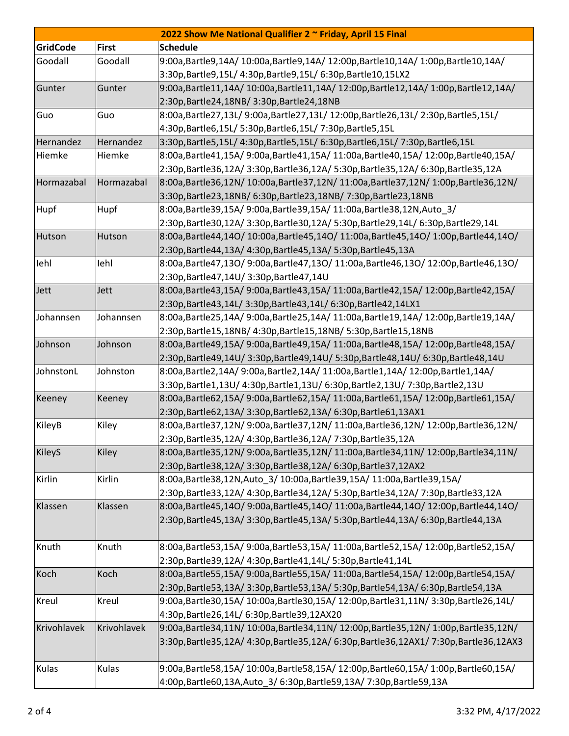| 2022 Show Me National Qualifier 2 ~ Friday, April 15 Final | | |
|---|---|---|
| **GridCode** | **First** | **Schedule** |
| Goodall | Goodall | 9:00a,Bartle9,14A/ 10:00a,Bartle9,14A/ 12:00p,Bartle10,14A/ 1:00p,Bartle10,14A/ 3:30p,Bartle9,15L/ 4:30p,Bartle9,15L/ 6:30p,Bartle10,15LX2 |
| Gunter | Gunter | 9:00a,Bartle11,14A/ 10:00a,Bartle11,14A/ 12:00p,Bartle12,14A/ 1:00p,Bartle12,14A/ 2:30p,Bartle24,18NB/ 3:30p,Bartle24,18NB |
| Guo | Guo | 8:00a,Bartle27,13L/ 9:00a,Bartle27,13L/ 12:00p,Bartle26,13L/ 2:30p,Bartle5,15L/ 4:30p,Bartle6,15L/ 5:30p,Bartle6,15L/ 7:30p,Bartle5,15L |
| Hernandez | Hernandez | 3:30p,Bartle5,15L/ 4:30p,Bartle5,15L/ 6:30p,Bartle6,15L/ 7:30p,Bartle6,15L |
| Hiemke | Hiemke | 8:00a,Bartle41,15A/ 9:00a,Bartle41,15A/ 11:00a,Bartle40,15A/ 12:00p,Bartle40,15A/ 2:30p,Bartle36,12A/ 3:30p,Bartle36,12A/ 5:30p,Bartle35,12A/ 6:30p,Bartle35,12A |
| Hormazabal | Hormazabal | 8:00a,Bartle36,12N/ 10:00a,Bartle37,12N/ 11:00a,Bartle37,12N/ 1:00p,Bartle36,12N/ 3:30p,Bartle23,18NB/ 6:30p,Bartle23,18NB/ 7:30p,Bartle23,18NB |
| Hupf | Hupf | 8:00a,Bartle39,15A/ 9:00a,Bartle39,15A/ 11:00a,Bartle38,12N,Auto_3/ 2:30p,Bartle30,12A/ 3:30p,Bartle30,12A/ 5:30p,Bartle29,14L/ 6:30p,Bartle29,14L |
| Hutson | Hutson | 8:00a,Bartle44,14O/ 10:00a,Bartle45,14O/ 11:00a,Bartle45,14O/ 1:00p,Bartle44,14O/ 2:30p,Bartle44,13A/ 4:30p,Bartle45,13A/ 5:30p,Bartle45,13A |
| Iehl | Iehl | 8:00a,Bartle47,13O/ 9:00a,Bartle47,13O/ 11:00a,Bartle46,13O/ 12:00p,Bartle46,13O/ 2:30p,Bartle47,14U/ 3:30p,Bartle47,14U |
| Jett | Jett | 8:00a,Bartle43,15A/ 9:00a,Bartle43,15A/ 11:00a,Bartle42,15A/ 12:00p,Bartle42,15A/ 2:30p,Bartle43,14L/ 3:30p,Bartle43,14L/ 6:30p,Bartle42,14LX1 |
| Johannsen | Johannsen | 8:00a,Bartle25,14A/ 9:00a,Bartle25,14A/ 11:00a,Bartle19,14A/ 12:00p,Bartle19,14A/ 2:30p,Bartle15,18NB/ 4:30p,Bartle15,18NB/ 5:30p,Bartle15,18NB |
| Johnson | Johnson | 8:00a,Bartle49,15A/ 9:00a,Bartle49,15A/ 11:00a,Bartle48,15A/ 12:00p,Bartle48,15A/ 2:30p,Bartle49,14U/ 3:30p,Bartle49,14U/ 5:30p,Bartle48,14U/ 6:30p,Bartle48,14U |
| JohnstonL | Johnston | 8:00a,Bartle2,14A/ 9:00a,Bartle2,14A/ 11:00a,Bartle1,14A/ 12:00p,Bartle1,14A/ 3:30p,Bartle1,13U/ 4:30p,Bartle1,13U/ 6:30p,Bartle2,13U/ 7:30p,Bartle2,13U |
| Keeney | Keeney | 8:00a,Bartle62,15A/ 9:00a,Bartle62,15A/ 11:00a,Bartle61,15A/ 12:00p,Bartle61,15A/ 2:30p,Bartle62,13A/ 3:30p,Bartle62,13A/ 6:30p,Bartle61,13AX1 |
| KileyB | Kiley | 8:00a,Bartle37,12N/ 9:00a,Bartle37,12N/ 11:00a,Bartle36,12N/ 12:00p,Bartle36,12N/ 2:30p,Bartle35,12A/ 4:30p,Bartle36,12A/ 7:30p,Bartle35,12A |
| KileyS | Kiley | 8:00a,Bartle35,12N/ 9:00a,Bartle35,12N/ 11:00a,Bartle34,11N/ 12:00p,Bartle34,11N/ 2:30p,Bartle38,12A/ 3:30p,Bartle38,12A/ 6:30p,Bartle37,12AX2 |
| Kirlin | Kirlin | 8:00a,Bartle38,12N,Auto_3/ 10:00a,Bartle39,15A/ 11:00a,Bartle39,15A/ 2:30p,Bartle33,12A/ 4:30p,Bartle34,12A/ 5:30p,Bartle34,12A/ 7:30p,Bartle33,12A |
| Klassen | Klassen | 8:00a,Bartle45,14O/ 9:00a,Bartle45,14O/ 11:00a,Bartle44,14O/ 12:00p,Bartle44,14O/ 2:30p,Bartle45,13A/ 3:30p,Bartle45,13A/ 5:30p,Bartle44,13A/ 6:30p,Bartle44,13A |
| Knuth | Knuth | 8:00a,Bartle53,15A/ 9:00a,Bartle53,15A/ 11:00a,Bartle52,15A/ 12:00p,Bartle52,15A/ 2:30p,Bartle39,12A/ 4:30p,Bartle41,14L/ 5:30p,Bartle41,14L |
| Koch | Koch | 8:00a,Bartle55,15A/ 9:00a,Bartle55,15A/ 11:00a,Bartle54,15A/ 12:00p,Bartle54,15A/ 2:30p,Bartle53,13A/ 3:30p,Bartle53,13A/ 5:30p,Bartle54,13A/ 6:30p,Bartle54,13A |
| Kreul | Kreul | 9:00a,Bartle30,15A/ 10:00a,Bartle30,15A/ 12:00p,Bartle31,11N/ 3:30p,Bartle26,14L/ 4:30p,Bartle26,14L/ 6:30p,Bartle39,12AX20 |
| Krivohlavek | Krivohlavek | 9:00a,Bartle34,11N/ 10:00a,Bartle34,11N/ 12:00p,Bartle35,12N/ 1:00p,Bartle35,12N/ 3:30p,Bartle35,12A/ 4:30p,Bartle35,12A/ 6:30p,Bartle36,12AX1/ 7:30p,Bartle36,12AX3 |
| Kulas | Kulas | 9:00a,Bartle58,15A/ 10:00a,Bartle58,15A/ 12:00p,Bartle60,15A/ 1:00p,Bartle60,15A/ 4:00p,Bartle60,13A,Auto_3/ 6:30p,Bartle59,13A/ 7:30p,Bartle59,13A |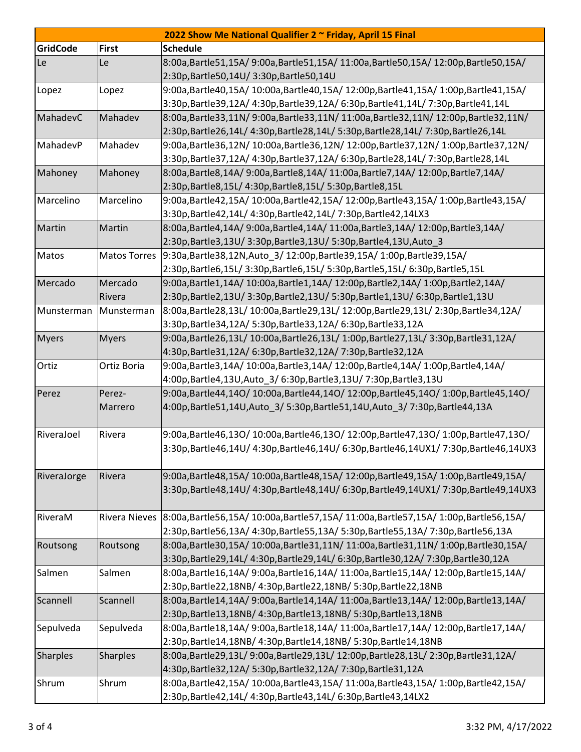| 2022 Show Me National Qualifier 2 ~ Friday, April 15 Final | | |
|---|---|---|
| **GridCode** | **First** | **Schedule** |
| Le | Le | 8:00a,Bartle51,15A/ 9:00a,Bartle51,15A/ 11:00a,Bartle50,15A/ 12:00p,Bartle50,15A/ 2:30p,Bartle50,14U/ 3:30p,Bartle50,14U |
| Lopez | Lopez | 9:00a,Bartle40,15A/ 10:00a,Bartle40,15A/ 12:00p,Bartle41,15A/ 1:00p,Bartle41,15A/ 3:30p,Bartle39,12A/ 4:30p,Bartle39,12A/ 6:30p,Bartle41,14L/ 7:30p,Bartle41,14L |
| MahadevC | Mahadev | 8:00a,Bartle33,11N/ 9:00a,Bartle33,11N/ 11:00a,Bartle32,11N/ 12:00p,Bartle32,11N/ 2:30p,Bartle26,14L/ 4:30p,Bartle28,14L/ 5:30p,Bartle28,14L/ 7:30p,Bartle26,14L |
| MahadevP | Mahadev | 9:00a,Bartle36,12N/ 10:00a,Bartle36,12N/ 12:00p,Bartle37,12N/ 1:00p,Bartle37,12N/ 3:30p,Bartle37,12A/ 4:30p,Bartle37,12A/ 6:30p,Bartle28,14L/ 7:30p,Bartle28,14L |
| Mahoney | Mahoney | 8:00a,Bartle8,14A/ 9:00a,Bartle8,14A/ 11:00a,Bartle7,14A/ 12:00p,Bartle7,14A/ 2:30p,Bartle8,15L/ 4:30p,Bartle8,15L/ 5:30p,Bartle8,15L |
| Marcelino | Marcelino | 9:00a,Bartle42,15A/ 10:00a,Bartle42,15A/ 12:00p,Bartle43,15A/ 1:00p,Bartle43,15A/ 3:30p,Bartle42,14L/ 4:30p,Bartle42,14L/ 7:30p,Bartle42,14LX3 |
| Martin | Martin | 8:00a,Bartle4,14A/ 9:00a,Bartle4,14A/ 11:00a,Bartle3,14A/ 12:00p,Bartle3,14A/ 2:30p,Bartle3,13U/ 3:30p,Bartle3,13U/ 5:30p,Bartle4,13U,Auto_3 |
| Matos | Matos Torres | 9:30a,Bartle38,12N,Auto_3/ 12:00p,Bartle39,15A/ 1:00p,Bartle39,15A/ 2:30p,Bartle6,15L/ 3:30p,Bartle6,15L/ 5:30p,Bartle5,15L/ 6:30p,Bartle5,15L |
| Mercado | Mercado Rivera | 9:00a,Bartle1,14A/ 10:00a,Bartle1,14A/ 12:00p,Bartle2,14A/ 1:00p,Bartle2,14A/ 2:30p,Bartle2,13U/ 3:30p,Bartle2,13U/ 5:30p,Bartle1,13U/ 6:30p,Bartle1,13U |
| Munsterman | Munsterman | 8:00a,Bartle28,13L/ 10:00a,Bartle29,13L/ 12:00p,Bartle29,13L/ 2:30p,Bartle34,12A/ 3:30p,Bartle34,12A/ 5:30p,Bartle33,12A/ 6:30p,Bartle33,12A |
| Myers | Myers | 9:00a,Bartle26,13L/ 10:00a,Bartle26,13L/ 1:00p,Bartle27,13L/ 3:30p,Bartle31,12A/ 4:30p,Bartle31,12A/ 6:30p,Bartle32,12A/ 7:30p,Bartle32,12A |
| Ortiz | Ortiz Boria | 9:00a,Bartle3,14A/ 10:00a,Bartle3,14A/ 12:00p,Bartle4,14A/ 1:00p,Bartle4,14A/ 4:00p,Bartle4,13U,Auto_3/ 6:30p,Bartle3,13U/ 7:30p,Bartle3,13U |
| Perez | Perez-Marrero | 9:00a,Bartle44,14O/ 10:00a,Bartle44,14O/ 12:00p,Bartle45,14O/ 1:00p,Bartle45,14O/ 4:00p,Bartle51,14U,Auto_3/ 5:30p,Bartle51,14U,Auto_3/ 7:30p,Bartle44,13A |
| RiveraJoel | Rivera | 9:00a,Bartle46,13O/ 10:00a,Bartle46,13O/ 12:00p,Bartle47,13O/ 1:00p,Bartle47,13O/ 3:30p,Bartle46,14U/ 4:30p,Bartle46,14U/ 6:30p,Bartle46,14UX1/ 7:30p,Bartle46,14UX3 |
| RiveraJorge | Rivera | 9:00a,Bartle48,15A/ 10:00a,Bartle48,15A/ 12:00p,Bartle49,15A/ 1:00p,Bartle49,15A/ 3:30p,Bartle48,14U/ 4:30p,Bartle48,14U/ 6:30p,Bartle49,14UX1/ 7:30p,Bartle49,14UX3 |
| RiveraM | Rivera Nieves | 8:00a,Bartle56,15A/ 10:00a,Bartle57,15A/ 11:00a,Bartle57,15A/ 1:00p,Bartle56,15A/ 2:30p,Bartle56,13A/ 4:30p,Bartle55,13A/ 5:30p,Bartle55,13A/ 7:30p,Bartle56,13A |
| Routsong | Routsong | 8:00a,Bartle30,15A/ 10:00a,Bartle31,11N/ 11:00a,Bartle31,11N/ 1:00p,Bartle30,15A/ 3:30p,Bartle29,14L/ 4:30p,Bartle29,14L/ 6:30p,Bartle30,12A/ 7:30p,Bartle30,12A |
| Salmen | Salmen | 8:00a,Bartle16,14A/ 9:00a,Bartle16,14A/ 11:00a,Bartle15,14A/ 12:00p,Bartle15,14A/ 2:30p,Bartle22,18NB/ 4:30p,Bartle22,18NB/ 5:30p,Bartle22,18NB |
| Scannell | Scannell | 8:00a,Bartle14,14A/ 9:00a,Bartle14,14A/ 11:00a,Bartle13,14A/ 12:00p,Bartle13,14A/ 2:30p,Bartle13,18NB/ 4:30p,Bartle13,18NB/ 5:30p,Bartle13,18NB |
| Sepulveda | Sepulveda | 8:00a,Bartle18,14A/ 9:00a,Bartle18,14A/ 11:00a,Bartle17,14A/ 12:00p,Bartle17,14A/ 2:30p,Bartle14,18NB/ 4:30p,Bartle14,18NB/ 5:30p,Bartle14,18NB |
| Sharples | Sharples | 8:00a,Bartle29,13L/ 9:00a,Bartle29,13L/ 12:00p,Bartle28,13L/ 2:30p,Bartle31,12A/ 4:30p,Bartle32,12A/ 5:30p,Bartle32,12A/ 7:30p,Bartle31,12A |
| Shrum | Shrum | 8:00a,Bartle42,15A/ 10:00a,Bartle43,15A/ 11:00a,Bartle43,15A/ 1:00p,Bartle42,15A/ 2:30p,Bartle42,14L/ 4:30p,Bartle43,14L/ 6:30p,Bartle43,14LX2 |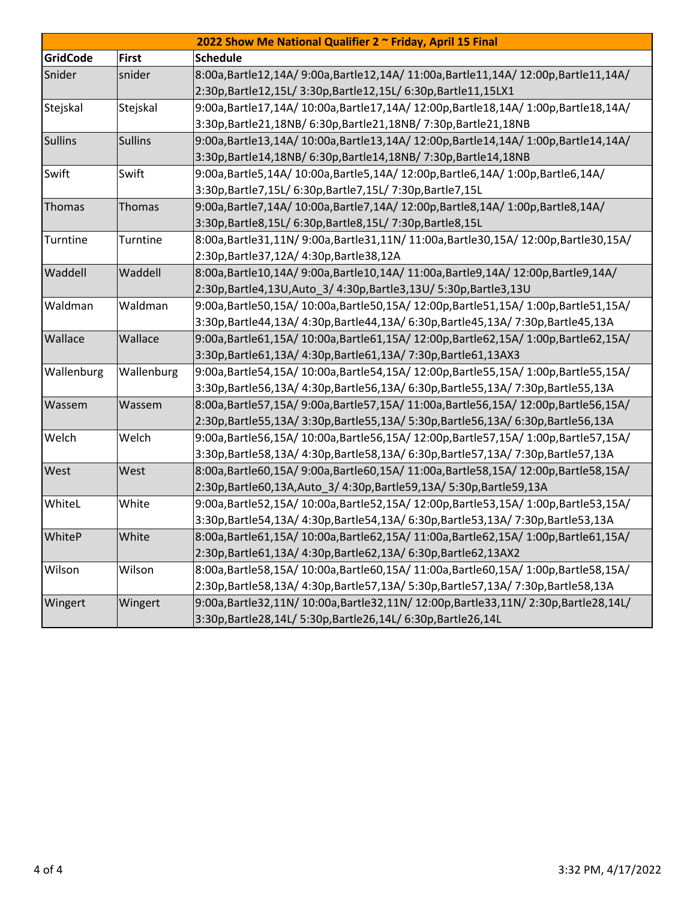| 2022 Show Me National Qualifier 2 ~ Friday, April 15 Final | | |
|---|---|---|
| **GridCode** | **First** | **Schedule** |
| Snider | snider | 8:00a,Bartle12,14A/ 9:00a,Bartle12,14A/ 11:00a,Bartle11,14A/ 12:00p,Bartle11,14A/ 2:30p,Bartle12,15L/ 3:30p,Bartle12,15L/ 6:30p,Bartle11,15LX1 |
| Stejskal | Stejskal | 9:00a,Bartle17,14A/ 10:00a,Bartle17,14A/ 12:00p,Bartle18,14A/ 1:00p,Bartle18,14A/ 3:30p,Bartle21,18NB/ 6:30p,Bartle21,18NB/ 7:30p,Bartle21,18NB |
| Sullins | Sullins | 9:00a,Bartle13,14A/ 10:00a,Bartle13,14A/ 12:00p,Bartle14,14A/ 1:00p,Bartle14,14A/ 3:30p,Bartle14,18NB/ 6:30p,Bartle14,18NB/ 7:30p,Bartle14,18NB |
| Swift | Swift | 9:00a,Bartle5,14A/ 10:00a,Bartle5,14A/ 12:00p,Bartle6,14A/ 1:00p,Bartle6,14A/ 3:30p,Bartle7,15L/ 6:30p,Bartle7,15L/ 7:30p,Bartle7,15L |
| Thomas | Thomas | 9:00a,Bartle7,14A/ 10:00a,Bartle7,14A/ 12:00p,Bartle8,14A/ 1:00p,Bartle8,14A/ 3:30p,Bartle8,15L/ 6:30p,Bartle8,15L/ 7:30p,Bartle8,15L |
| Turntine | Turntine | 8:00a,Bartle31,11N/ 9:00a,Bartle31,11N/ 11:00a,Bartle30,15A/ 12:00p,Bartle30,15A/ 2:30p,Bartle37,12A/ 4:30p,Bartle38,12A |
| Waddell | Waddell | 8:00a,Bartle10,14A/ 9:00a,Bartle10,14A/ 11:00a,Bartle9,14A/ 12:00p,Bartle9,14A/ 2:30p,Bartle4,13U,Auto_3/ 4:30p,Bartle3,13U/ 5:30p,Bartle3,13U |
| Waldman | Waldman | 9:00a,Bartle50,15A/ 10:00a,Bartle50,15A/ 12:00p,Bartle51,15A/ 1:00p,Bartle51,15A/ 3:30p,Bartle44,13A/ 4:30p,Bartle44,13A/ 6:30p,Bartle45,13A/ 7:30p,Bartle45,13A |
| Wallace | Wallace | 9:00a,Bartle61,15A/ 10:00a,Bartle61,15A/ 12:00p,Bartle62,15A/ 1:00p,Bartle62,15A/ 3:30p,Bartle61,13A/ 4:30p,Bartle61,13A/ 7:30p,Bartle61,13AX3 |
| Wallenburg | Wallenburg | 9:00a,Bartle54,15A/ 10:00a,Bartle54,15A/ 12:00p,Bartle55,15A/ 1:00p,Bartle55,15A/ 3:30p,Bartle56,13A/ 4:30p,Bartle56,13A/ 6:30p,Bartle55,13A/ 7:30p,Bartle55,13A |
| Wassem | Wassem | 8:00a,Bartle57,15A/ 9:00a,Bartle57,15A/ 11:00a,Bartle56,15A/ 12:00p,Bartle56,15A/ 2:30p,Bartle55,13A/ 3:30p,Bartle55,13A/ 5:30p,Bartle56,13A/ 6:30p,Bartle56,13A |
| Welch | Welch | 9:00a,Bartle56,15A/ 10:00a,Bartle56,15A/ 12:00p,Bartle57,15A/ 1:00p,Bartle57,15A/ 3:30p,Bartle58,13A/ 4:30p,Bartle58,13A/ 6:30p,Bartle57,13A/ 7:30p,Bartle57,13A |
| West | West | 8:00a,Bartle60,15A/ 9:00a,Bartle60,15A/ 11:00a,Bartle58,15A/ 12:00p,Bartle58,15A/ 2:30p,Bartle60,13A,Auto_3/ 4:30p,Bartle59,13A/ 5:30p,Bartle59,13A |
| WhiteL | White | 9:00a,Bartle52,15A/ 10:00a,Bartle52,15A/ 12:00p,Bartle53,15A/ 1:00p,Bartle53,15A/ 3:30p,Bartle54,13A/ 4:30p,Bartle54,13A/ 6:30p,Bartle53,13A/ 7:30p,Bartle53,13A |
| WhiteP | White | 8:00a,Bartle61,15A/ 10:00a,Bartle62,15A/ 11:00a,Bartle62,15A/ 1:00p,Bartle61,15A/ 2:30p,Bartle61,13A/ 4:30p,Bartle62,13A/ 6:30p,Bartle62,13AX2 |
| Wilson | Wilson | 8:00a,Bartle58,15A/ 10:00a,Bartle60,15A/ 11:00a,Bartle60,15A/ 1:00p,Bartle58,15A/ 2:30p,Bartle58,13A/ 4:30p,Bartle57,13A/ 5:30p,Bartle57,13A/ 7:30p,Bartle58,13A |
| Wingert | Wingert | 9:00a,Bartle32,11N/ 10:00a,Bartle32,11N/ 12:00p,Bartle33,11N/ 2:30p,Bartle28,14L/ 3:30p,Bartle28,14L/ 5:30p,Bartle26,14L/ 6:30p,Bartle26,14L |

3:32 PM, 4/17/2022